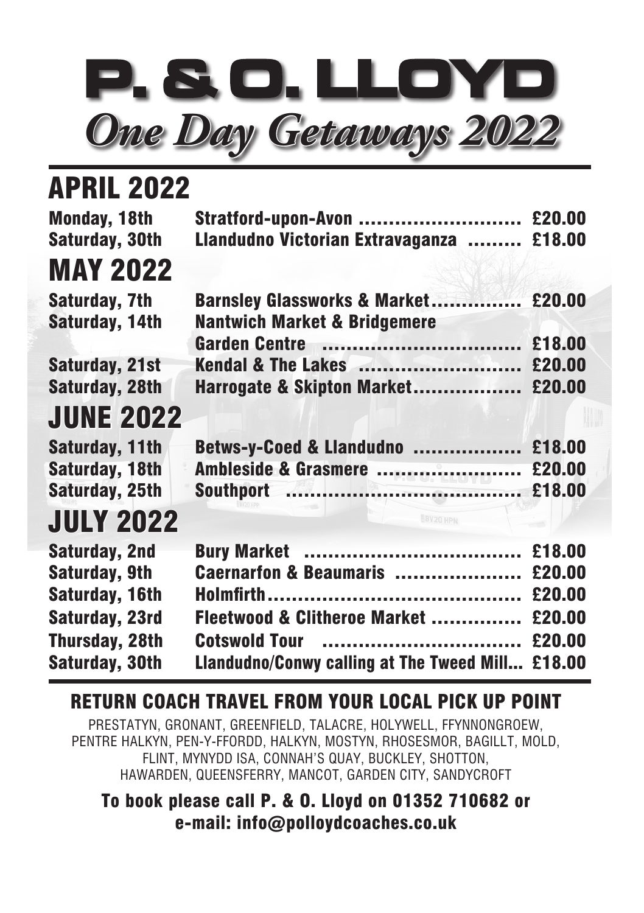# P. & O. LLOYD

## *One Day Getaways 2022*

## APRIL 2022

| | | |
|---|---|---|
| Monday, 18th | Stratford-upon-Avon | £20.00 |
| Saturday, 30th | Llandudno Victorian Extravaganza | £18.00 |

## MAY 2022

| | | |
|---|---|---|
| Saturday, 7th | Barnsley Glassworks & Market | £20.00 |
| Saturday, 14th | Nantwich Market & Bridgemere Garden Centre | £18.00 |
| Saturday, 21st | Kendal & The Lakes | £20.00 |
| Saturday, 28th | Harrogate & Skipton Market | £20.00 |

## JUNE 2022

| | | |
|---|---|---|
| Saturday, 11th | Betws-y-Coed & Llandudno | £18.00 |
| Saturday, 18th | Ambleside & Grasmere | £20.00 |
| Saturday, 25th | Southport | £18.00 |

## JULY 2022

| | | |
|---|---|---|
| Saturday, 2nd | Bury Market | £18.00 |
| Saturday, 9th | Caernarfon & Beaumaris | £20.00 |
| Saturday, 16th | Holmfirth | £20.00 |
| Saturday, 23rd | Fleetwood & Clitheroe Market | £20.00 |
| Thursday, 28th | Cotswold Tour | £20.00 |
| Saturday, 30th | Llandudno/Conwy calling at The Tweed Mill | £18.00 |

## RETURN COACH TRAVEL FROM YOUR LOCAL PICK UP POINT

PRESTATYN, GRONANT, GREENFIELD, TALACRE, HOLYWELL, FFYNNONGROEW, PENTRE HALKYN, PEN-Y-FFORDD, HALKYN, MOSTYN, RHOSESMOR, BAGILLT, MOLD, FLINT, MYNYDD ISA, CONNAH'S QUAY, BUCKLEY, SHOTTON, HAWARDEN, QUEENSFERRY, MANCOT, GARDEN CITY, SANDYCROFT

**To book please call P. & O. Lloyd on 01352 710682 or e-mail: info@polloydcoaches.co.uk**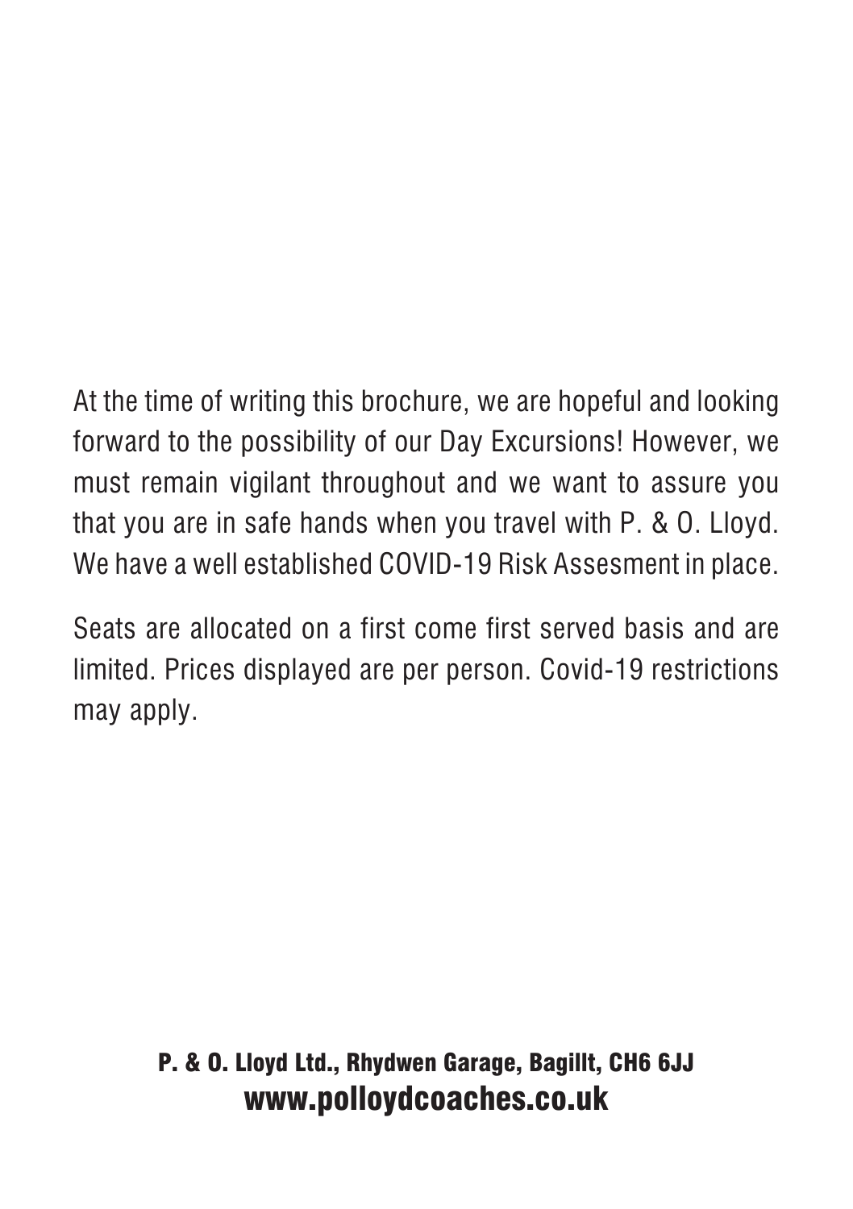At the time of writing this brochure, we are hopeful and looking forward to the possibility of our Day Excursions! However, we must remain vigilant throughout and we want to assure you that you are in safe hands when you travel with P. & O. Lloyd. We have a well established COVID-19 Risk Assesment in place.

Seats are allocated on a first come first served basis and are limited. Prices displayed are per person. Covid-19 restrictions may apply.

**P. & O. Lloyd Ltd., Rhydwen Garage, Bagillt, CH6 6JJ**

**www.polloydcoaches.co.uk**